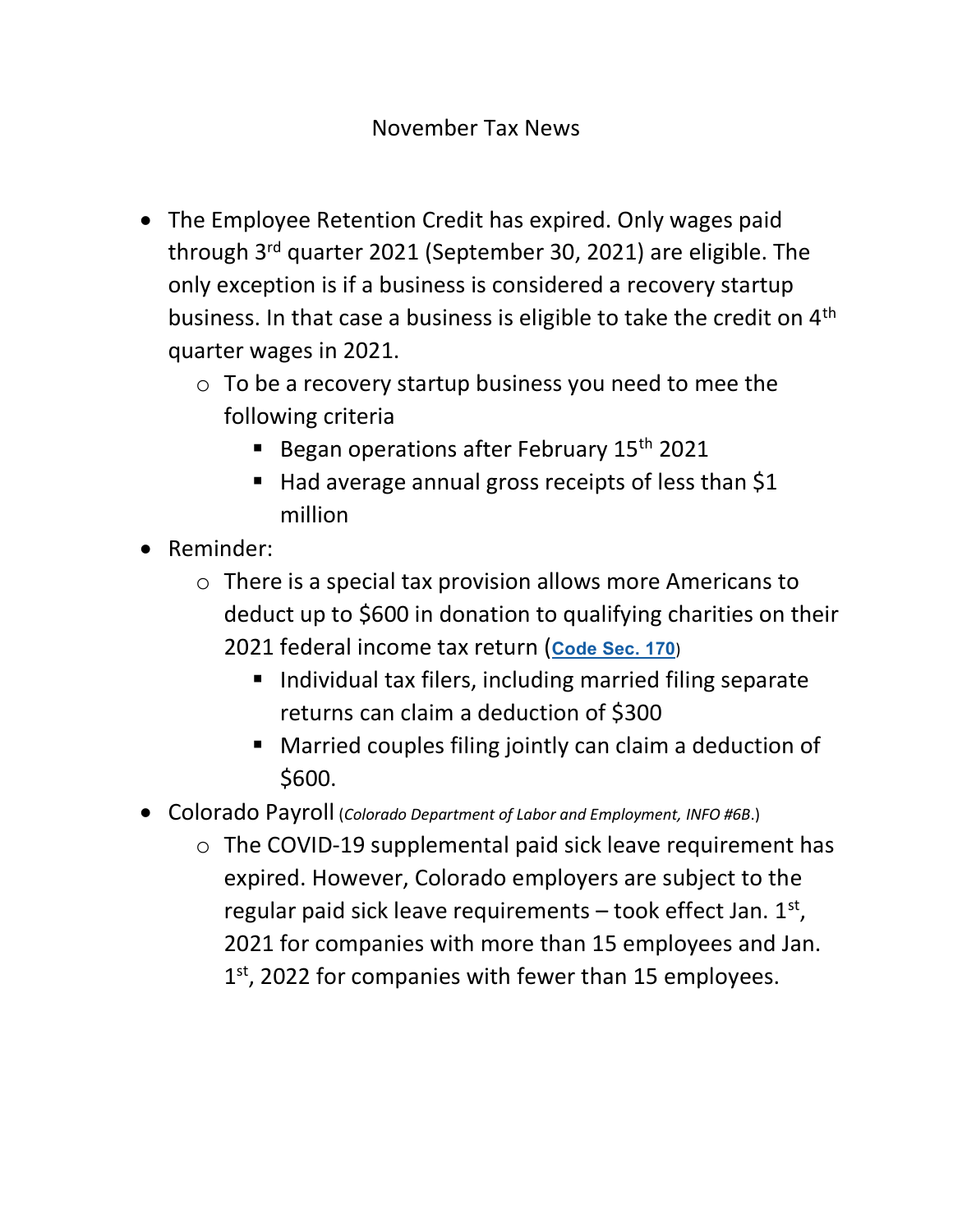# November Tax News

- The Employee Retention Credit has expired. Only wages paid through 3rd quarter 2021 (September 30, 2021) are eligible. The only exception is if a business is considered a recovery startup business. In that case a business is eligible to take the credit on 4th quarter wages in 2021.
    - To be a recovery startup business you need to mee the following criteria
        - Began operations after February 15th 2021
        - Had average annual gross receipts of less than $1 million
- Reminder:
    - There is a special tax provision allows more Americans to deduct up to $600 in donation to qualifying charities on their 2021 federal income tax return (**Code Sec. 170**)
        - Individual tax filers, including married filing separate returns can claim a deduction of $300
        - Married couples filing jointly can claim a deduction of $600.
- Colorado Payroll (*Colorado Department of Labor and Employment, INFO #6B*.)
    - The COVID-19 supplemental paid sick leave requirement has expired. However, Colorado employers are subject to the regular paid sick leave requirements – took effect Jan. 1st, 2021 for companies with more than 15 employees and Jan. 1st, 2022 for companies with fewer than 15 employees.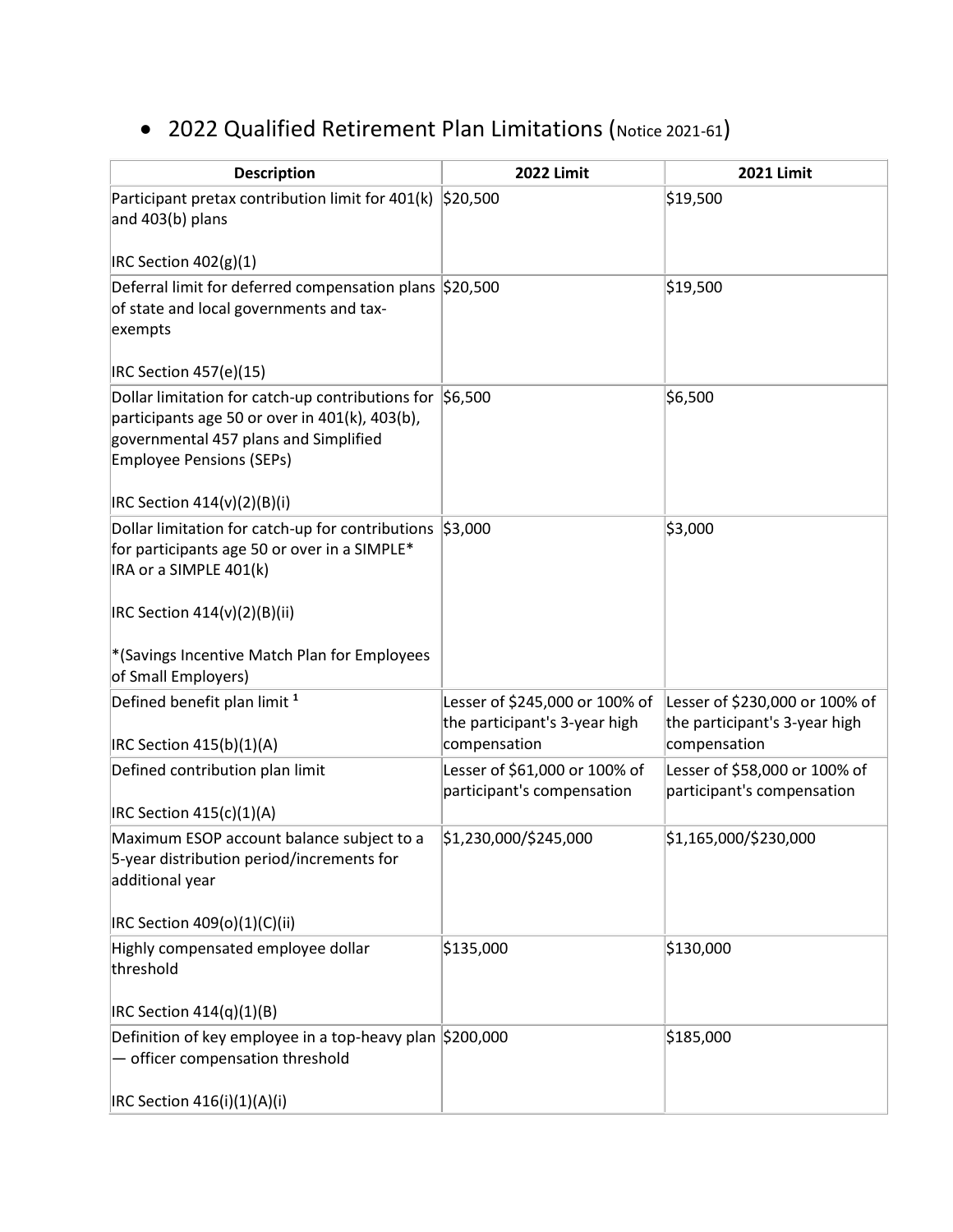- 2022 Qualified Retirement Plan Limitations (Notice 2021-61)

| Description | 2022 Limit | 2021 Limit |
|---|---|---|
| Participant pretax contribution limit for 401(k) and 403(b) plans<br><br>IRC Section 402(g)(1) | \$20,500 | \$19,500 |
| Deferral limit for deferred compensation plans of state and local governments and tax-exempts<br><br>IRC Section 457(e)(15) | \$20,500 | \$19,500 |
| Dollar limitation for catch-up contributions for participants age 50 or over in 401(k), 403(b), governmental 457 plans and Simplified Employee Pensions (SEPs)<br><br>IRC Section 414(v)(2)(B)(i) | \$6,500 | \$6,500 |
| Dollar limitation for catch-up for contributions for participants age 50 or over in a SIMPLE* IRA or a SIMPLE 401(k)<br><br>IRC Section 414(v)(2)(B)(ii)<br><br>*(Savings Incentive Match Plan for Employees of Small Employers) | \$3,000 | \$3,000 |
| Defined benefit plan limit [1]<br><br>IRC Section 415(b)(1)(A) | Lesser of \$245,000 or 100% of the participant's 3-year high compensation | Lesser of \$230,000 or 100% of the participant's 3-year high compensation |
| Defined contribution plan limit<br><br>IRC Section 415(c)(1)(A) | Lesser of \$61,000 or 100% of participant's compensation | Lesser of \$58,000 or 100% of participant's compensation |
| Maximum ESOP account balance subject to a 5-year distribution period/increments for additional year<br><br>IRC Section 409(o)(1)(C)(ii) | \$1,230,000/\$245,000 | \$1,165,000/\$230,000 |
| Highly compensated employee dollar threshold<br><br>IRC Section 414(q)(1)(B) | \$135,000 | \$130,000 |
| Definition of key employee in a top-heavy plan — officer compensation threshold<br><br>IRC Section 416(i)(1)(A)(i) | \$200,000 | \$185,000 |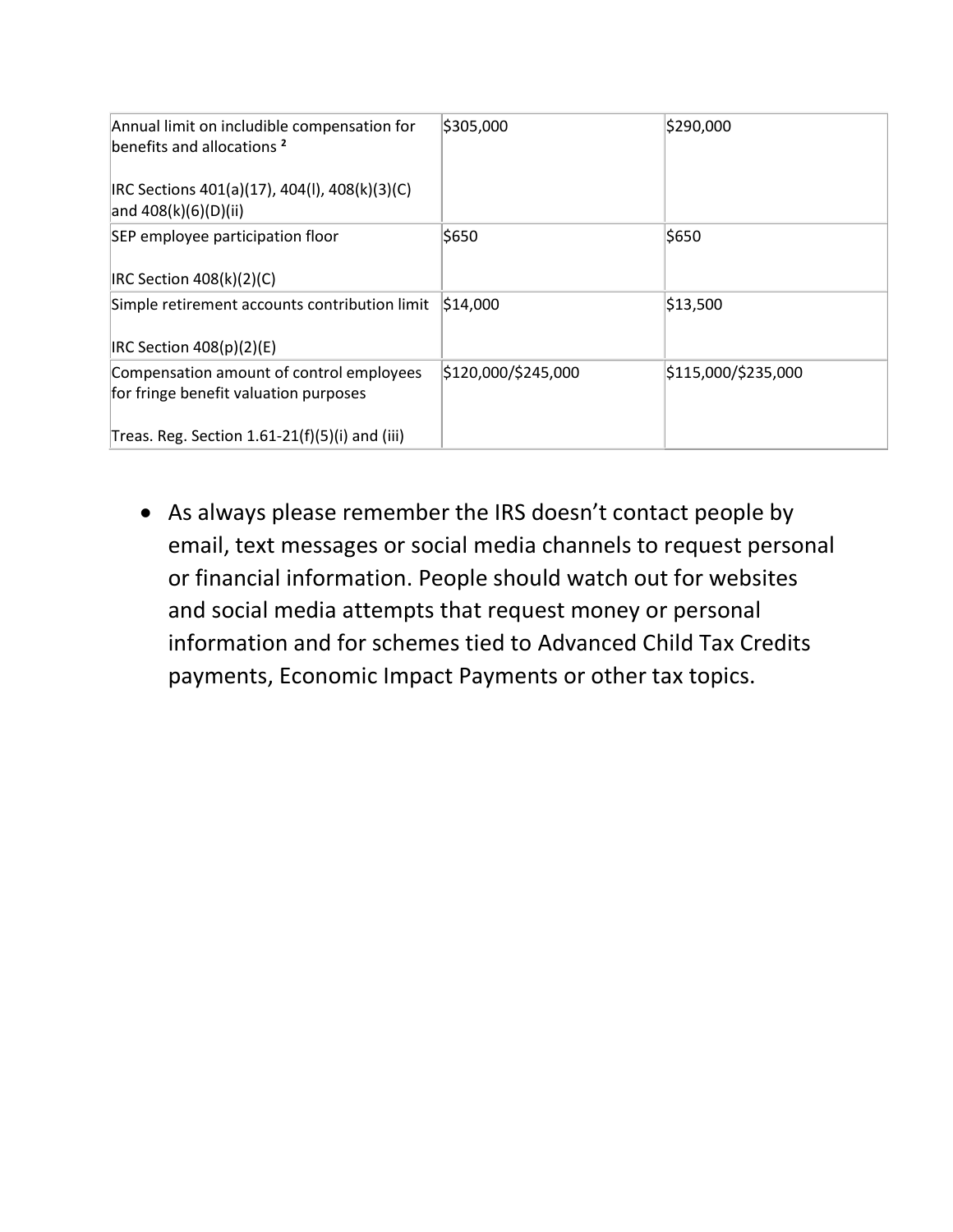| | | |
|---|---|---|
| Annual limit on includible compensation for benefits and allocations [2]<br><br>IRC Sections 401(a)(17), 404(l), 408(k)(3)(C) and 408(k)(6)(D)(ii) | $305,000 | $290,000 |
| SEP employee participation floor<br><br>IRC Section 408(k)(2)(C) | $650 | $650 |
| Simple retirement accounts contribution limit<br><br>IRC Section 408(p)(2)(E) | $14,000 | $13,500 |
| Compensation amount of control employees for fringe benefit valuation purposes<br><br>Treas. Reg. Section 1.61-21(f)(5)(i) and (iii) | $120,000/$245,000 | $115,000/$235,000 |

- As always please remember the IRS doesn't contact people by email, text messages or social media channels to request personal or financial information. People should watch out for websites and social media attempts that request money or personal information and for schemes tied to Advanced Child Tax Credits payments, Economic Impact Payments or other tax topics.